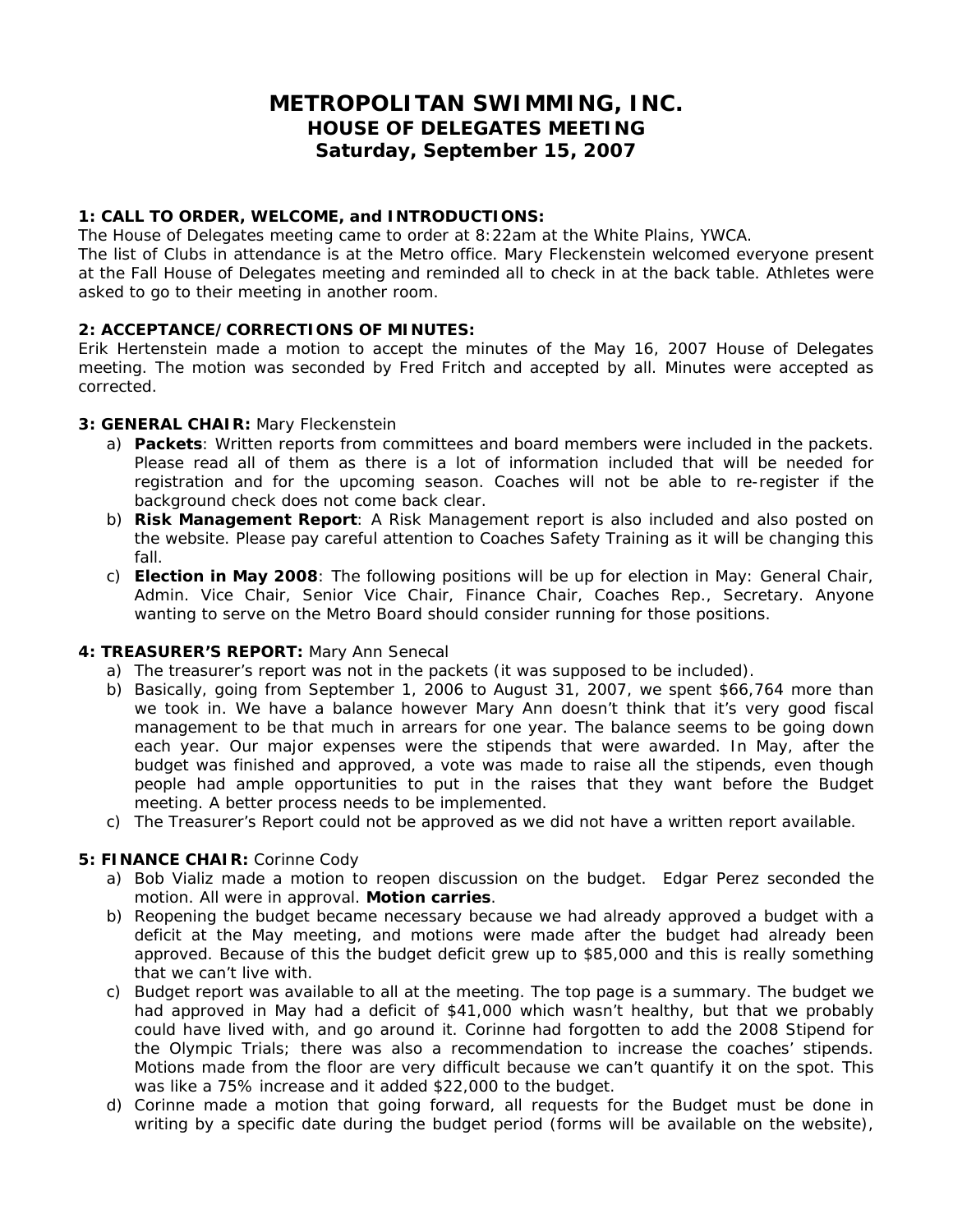# METROPOLITAN SWIMMING, INC.
## HOUSE OF DELEGATES MEETING
## Saturday, September 15, 2007

**1: CALL TO ORDER, WELCOME, and INTRODUCTIONS:**

The House of Delegates meeting came to order at 8:22am at the White Plains, YWCA.

The list of Clubs in attendance is at the Metro office. Mary Fleckenstein welcomed everyone present at the Fall House of Delegates meeting and reminded all to check in at the back table. Athletes were asked to go to their meeting in another room.

**2: ACCEPTANCE/CORRECTIONS OF MINUTES:**

Erik Hertenstein made a motion to accept the minutes of the May 16, 2007 House of Delegates meeting. The motion was seconded by Fred Fritch and accepted by all. Minutes were accepted as corrected.

**3: GENERAL CHAIR:** Mary Fleckenstein

a) **Packets**: Written reports from committees and board members were included in the packets. Please read all of them as there is a lot of information included that will be needed for registration and for the upcoming season. Coaches will not be able to re-register if the background check does not come back clear.
b) **Risk Management Report**: A Risk Management report is also included and also posted on the website. Please pay careful attention to Coaches Safety Training as it will be changing this fall.
c) **Election in May 2008**: The following positions will be up for election in May: General Chair, Admin. Vice Chair, Senior Vice Chair, Finance Chair, Coaches Rep., Secretary. Anyone wanting to serve on the Metro Board should consider running for those positions.

**4: TREASURER'S REPORT:** Mary Ann Senecal

a) The treasurer's report was not in the packets (it was supposed to be included).
b) Basically, going from September 1, 2006 to August 31, 2007, we spent $66,764 more than we took in. We have a balance however Mary Ann doesn't think that it's very good fiscal management to be that much in arrears for one year. The balance seems to be going down each year. Our major expenses were the stipends that were awarded. In May, after the budget was finished and approved, a vote was made to raise all the stipends, even though people had ample opportunities to put in the raises that they want before the Budget meeting. A better process needs to be implemented.
c) The Treasurer's Report could not be approved as we did not have a written report available.

**5: FINANCE CHAIR:** Corinne Cody

a) Bob Vializ made a motion to reopen discussion on the budget. Edgar Perez seconded the motion. All were in approval. **Motion carries**.
b) Reopening the budget became necessary because we had already approved a budget with a deficit at the May meeting, and motions were made after the budget had already been approved. Because of this the budget deficit grew up to $85,000 and this is really something that we can't live with.
c) Budget report was available to all at the meeting. The top page is a summary. The budget we had approved in May had a deficit of $41,000 which wasn't healthy, but that we probably could have lived with, and go around it. Corinne had forgotten to add the 2008 Stipend for the Olympic Trials; there was also a recommendation to increase the coaches' stipends. Motions made from the floor are very difficult because we can't quantify it on the spot. This was like a 75% increase and it added $22,000 to the budget.
d) Corinne made a motion that going forward, all requests for the Budget must be done in writing by a specific date during the budget period (forms will be available on the website),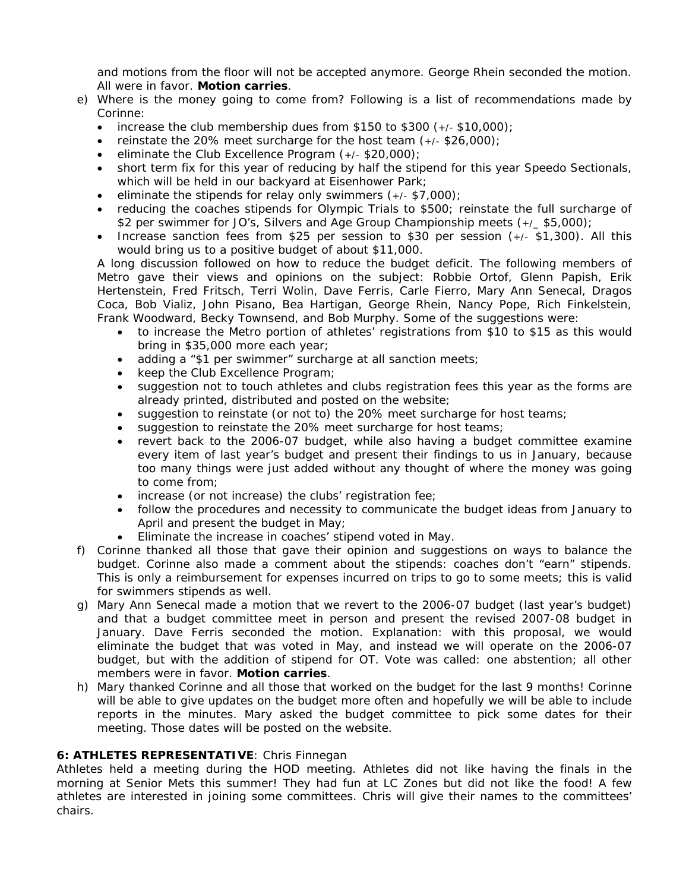and motions from the floor will not be accepted anymore. George Rhein seconded the motion. All were in favor. **Motion carries**.

e) Where is the money going to come from? Following is a list of recommendations made by Corinne:
   - increase the club membership dues from $150 to $300 (+/- $10,000);
   - reinstate the 20% meet surcharge for the host team (+/- $26,000);
   - eliminate the Club Excellence Program (+/- $20,000);
   - short term fix for this year of reducing by half the stipend for this year Speedo Sectionals, which will be held in our backyard at Eisenhower Park;
   - eliminate the stipends for relay only swimmers (+/- $7,000);
   - reducing the coaches stipends for Olympic Trials to $500; reinstate the full surcharge of $2 per swimmer for JO's, Silvers and Age Group Championship meets (+/_ $5,000);
   - Increase sanction fees from $25 per session to $30 per session (+/- $1,300). All this would bring us to a positive budget of about $11,000.

   A long discussion followed on how to reduce the budget deficit. The following members of Metro gave their views and opinions on the subject: Robbie Ortof, Glenn Papish, Erik Hertenstein, Fred Fritsch, Terri Wolin, Dave Ferris, Carle Fierro, Mary Ann Senecal, Dragos Coca, Bob Vializ, John Pisano, Bea Hartigan, George Rhein, Nancy Pope, Rich Finkelstein, Frank Woodward, Becky Townsend, and Bob Murphy. Some of the suggestions were:
   - to increase the Metro portion of athletes' registrations from $10 to $15 as this would bring in $35,000 more each year;
   - adding a "$1 per swimmer" surcharge at all sanction meets;
   - keep the Club Excellence Program;
   - suggestion not to touch athletes and clubs registration fees this year as the forms are already printed, distributed and posted on the website;
   - suggestion to reinstate (or not to) the 20% meet surcharge for host teams;
   - suggestion to reinstate the 20% meet surcharge for host teams;
   - revert back to the 2006-07 budget, while also having a budget committee examine every item of last year's budget and present their findings to us in January, because too many things were just added without any thought of where the money was going to come from;
   - increase (or not increase) the clubs' registration fee;
   - follow the procedures and necessity to communicate the budget ideas from January to April and present the budget in May;
   - Eliminate the increase in coaches' stipend voted in May.

f) Corinne thanked all those that gave their opinion and suggestions on ways to balance the budget. Corinne also made a comment about the stipends: coaches don't "earn" stipends. This is only a reimbursement for expenses incurred on trips to go to some meets; this is valid for swimmers stipends as well.

g) Mary Ann Senecal made a motion that we revert to the 2006-07 budget (last year's budget) and that a budget committee meet in person and present the revised 2007-08 budget in January. Dave Ferris seconded the motion. Explanation: with this proposal, we would eliminate the budget that was voted in May, and instead we will operate on the 2006-07 budget, but with the addition of stipend for OT. Vote was called: one abstention; all other members were in favor. **Motion carries**.

h) Mary thanked Corinne and all those that worked on the budget for the last 9 months! Corinne will be able to give updates on the budget more often and hopefully we will be able to include reports in the minutes. Mary asked the budget committee to pick some dates for their meeting. Those dates will be posted on the website.

**6: ATHLETES REPRESENTATIVE**: Chris Finnegan

Athletes held a meeting during the HOD meeting. Athletes did not like having the finals in the morning at Senior Mets this summer! They had fun at LC Zones but did not like the food! A few athletes are interested in joining some committees. Chris will give their names to the committees' chairs.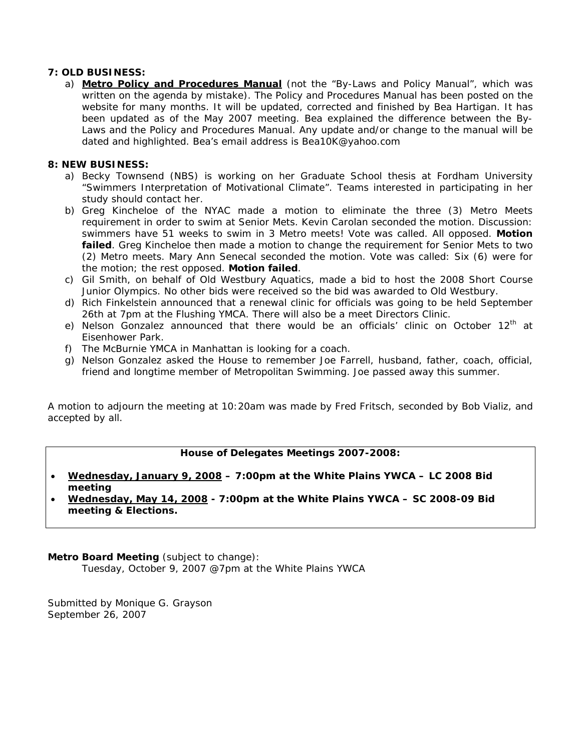**7: OLD BUSINESS:**

a) **Metro Policy and Procedures Manual** (not the "By-Laws and Policy Manual", which was written on the agenda by mistake). The Policy and Procedures Manual has been posted on the website for many months. It will be updated, corrected and finished by Bea Hartigan. It has been updated as of the May 2007 meeting. Bea explained the difference between the By-Laws and the Policy and Procedures Manual. Any update and/or change to the manual will be dated and highlighted. Bea's email address is Bea10K@yahoo.com

**8: NEW BUSINESS:**

a) Becky Townsend (NBS) is working on her Graduate School thesis at Fordham University "Swimmers Interpretation of Motivational Climate". Teams interested in participating in her study should contact her.

b) Greg Kincheloe of the NYAC made a motion to eliminate the three (3) Metro Meets requirement in order to swim at Senior Mets. Kevin Carolan seconded the motion. Discussion: swimmers have 51 weeks to swim in 3 Metro meets! Vote was called. All opposed. **Motion failed**. Greg Kincheloe then made a motion to change the requirement for Senior Mets to two (2) Metro meets. Mary Ann Senecal seconded the motion. Vote was called: Six (6) were for the motion; the rest opposed. **Motion failed**.

c) Gil Smith, on behalf of Old Westbury Aquatics, made a bid to host the 2008 Short Course Junior Olympics. No other bids were received so the bid was awarded to Old Westbury.

d) Rich Finkelstein announced that a renewal clinic for officials was going to be held September 26th at 7pm at the Flushing YMCA. There will also be a meet Directors Clinic.

e) Nelson Gonzalez announced that there would be an officials' clinic on October 12th at Eisenhower Park.

f) The McBurnie YMCA in Manhattan is looking for a coach.

g) Nelson Gonzalez asked the House to remember Joe Farrell, husband, father, coach, official, friend and longtime member of Metropolitan Swimming. Joe passed away this summer.

A motion to adjourn the meeting at 10:20am was made by Fred Fritsch, seconded by Bob Vializ, and accepted by all.

**House of Delegates Meetings 2007-2008:**

- **Wednesday, January 9, 2008 – 7:00pm at the White Plains YWCA – LC 2008 Bid meeting**
- **Wednesday, May 14, 2008 - 7:00pm at the White Plains YWCA – SC 2008-09 Bid meeting & Elections.**

**Metro Board Meeting** (subject to change):

Tuesday, October 9, 2007 @7pm at the White Plains YWCA

Submitted by Monique G. Grayson
September 26, 2007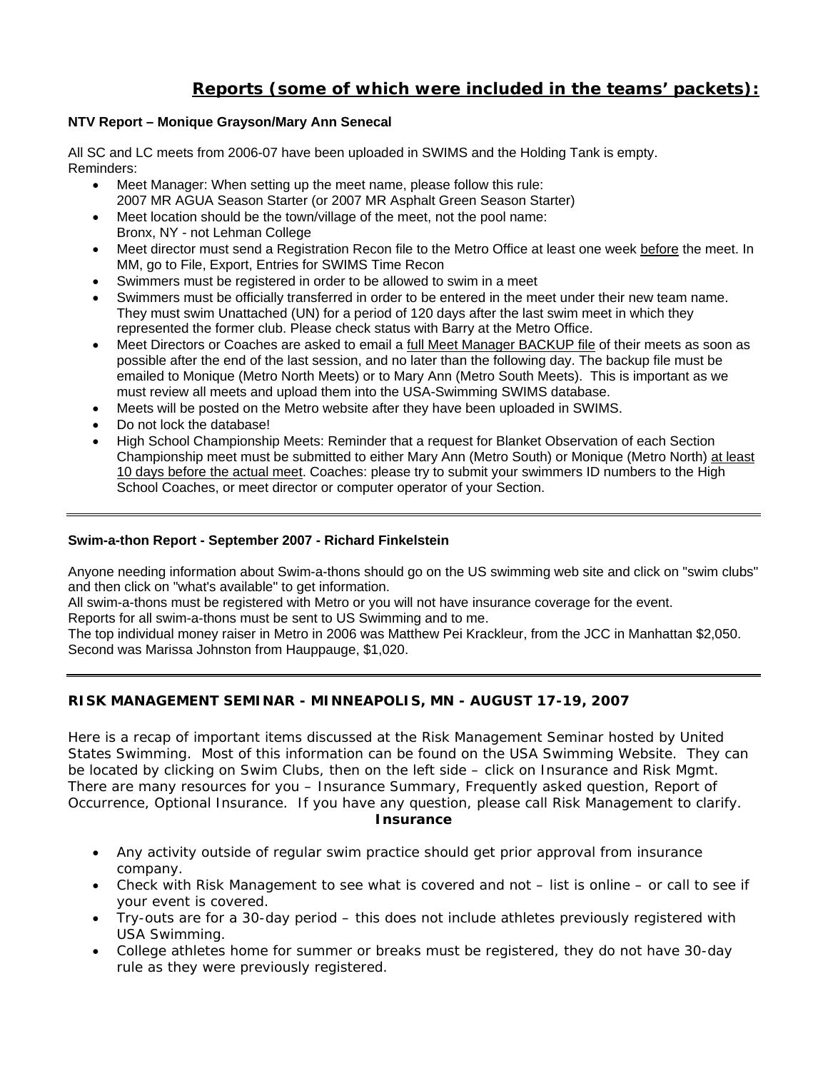## Reports (some of which were included in the teams' packets):

### NTV Report – Monique Grayson/Mary Ann Senecal

All SC and LC meets from 2006-07 have been uploaded in SWIMS and the Holding Tank is empty.
Reminders:

- Meet Manager: When setting up the meet name, please follow this rule:
  2007 MR AGUA Season Starter (or 2007 MR Asphalt Green Season Starter)
- Meet location should be the town/village of the meet, not the pool name:
  Bronx, NY - not Lehman College
- Meet director must send a Registration Recon file to the Metro Office at least one week before the meet. In MM, go to File, Export, Entries for SWIMS Time Recon
- Swimmers must be registered in order to be allowed to swim in a meet
- Swimmers must be officially transferred in order to be entered in the meet under their new team name. They must swim Unattached (UN) for a period of 120 days after the last swim meet in which they represented the former club. Please check status with Barry at the Metro Office.
- Meet Directors or Coaches are asked to email a full Meet Manager BACKUP file of their meets as soon as possible after the end of the last session, and no later than the following day. The backup file must be emailed to Monique (Metro North Meets) or to Mary Ann (Metro South Meets). This is important as we must review all meets and upload them into the USA-Swimming SWIMS database.
- Meets will be posted on the Metro website after they have been uploaded in SWIMS.
- Do not lock the database!
- High School Championship Meets: Reminder that a request for Blanket Observation of each Section Championship meet must be submitted to either Mary Ann (Metro South) or Monique (Metro North) at least 10 days before the actual meet. Coaches: please try to submit your swimmers ID numbers to the High School Coaches, or meet director or computer operator of your Section.

---

### Swim-a-thon Report - September 2007 - Richard Finkelstein

Anyone needing information about Swim-a-thons should go on the US swimming web site and click on "swim clubs" and then click on "what's available" to get information.
All swim-a-thons must be registered with Metro or you will not have insurance coverage for the event.
Reports for all swim-a-thons must be sent to US Swimming and to me.
The top individual money raiser in Metro in 2006 was Matthew Pei Krackleur, from the JCC in Manhattan $2,050. Second was Marissa Johnston from Hauppauge, $1,020.

---

### RISK MANAGEMENT SEMINAR - MINNEAPOLIS, MN - AUGUST 17-19, 2007

Here is a recap of important items discussed at the Risk Management Seminar hosted by United States Swimming. Most of this information can be found on the USA Swimming Website. They can be located by clicking on Swim Clubs, then on the left side – click on Insurance and Risk Mgmt. There are many resources for you – Insurance Summary, Frequently asked question, Report of Occurrence, Optional Insurance. If you have any question, please call Risk Management to clarify.

**Insurance**

- Any activity outside of regular swim practice should get prior approval from insurance company.
- Check with Risk Management to see what is covered and not – list is online – or call to see if your event is covered.
- Try-outs are for a 30-day period – this does not include athletes previously registered with USA Swimming.
- College athletes home for summer or breaks must be registered, they do not have 30-day rule as they were previously registered.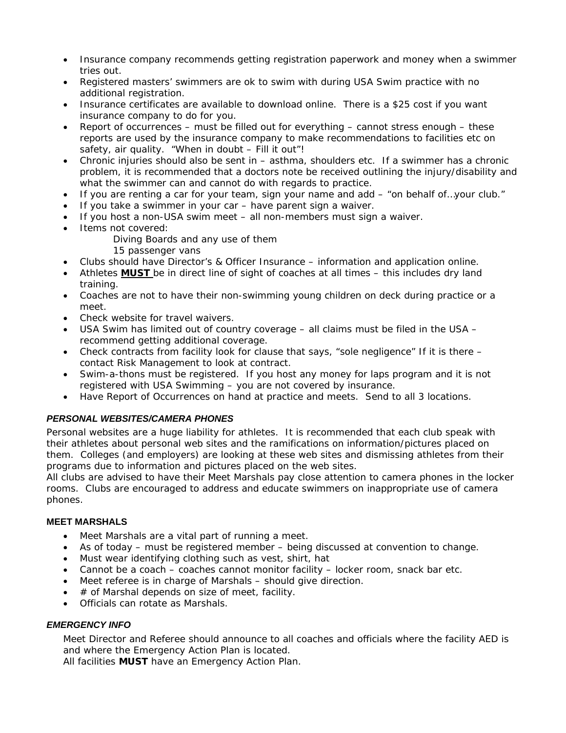- Insurance company recommends getting registration paperwork and money when a swimmer tries out.
- Registered masters' swimmers are ok to swim with during USA Swim practice with no additional registration.
- Insurance certificates are available to download online. There is a $25 cost if you want insurance company to do for you.
- Report of occurrences – must be filled out for everything – cannot stress enough – these reports are used by the insurance company to make recommendations to facilities etc on safety, air quality. "When in doubt – Fill it out"!
- Chronic injuries should also be sent in – asthma, shoulders etc. If a swimmer has a chronic problem, it is recommended that a doctors note be received outlining the injury/disability and what the swimmer can and cannot do with regards to practice.
- If you are renting a car for your team, sign your name and add – "on behalf of…your club."
- If you take a swimmer in your car – have parent sign a waiver.
- If you host a non-USA swim meet – all non-members must sign a waiver.
- Items not covered:
  - Diving Boards and any use of them
  - 15 passenger vans
- Clubs should have Director's & Officer Insurance – information and application online.
- Athletes **<u>MUST</u>** be in direct line of sight of coaches at all times – this includes dry land training.
- Coaches are not to have their non-swimming young children on deck during practice or a meet.
- Check website for travel waivers.
- USA Swim has limited out of country coverage – all claims must be filed in the USA – recommend getting additional coverage.
- Check contracts from facility look for clause that says, "sole negligence" If it is there – contact Risk Management to look at contract.
- Swim-a-thons must be registered. If you host any money for laps program and it is not registered with USA Swimming – you are not covered by insurance.
- Have Report of Occurrences on hand at practice and meets. Send to all 3 locations.

### *PERSONAL WEBSITES/CAMERA PHONES*

Personal websites are a huge liability for athletes. It is recommended that each club speak with their athletes about personal web sites and the ramifications on information/pictures placed on them. Colleges (and employers) are looking at these web sites and dismissing athletes from their programs due to information and pictures placed on the web sites.
All clubs are advised to have their Meet Marshals pay close attention to camera phones in the locker rooms. Clubs are encouraged to address and educate swimmers on inappropriate use of camera phones.

### MEET MARSHALS

- Meet Marshals are a vital part of running a meet.
- As of today – must be registered member – being discussed at convention to change.
- Must wear identifying clothing such as vest, shirt, hat
- Cannot be a coach – coaches cannot monitor facility – locker room, snack bar etc.
- Meet referee is in charge of Marshals – should give direction.
- # of Marshal depends on size of meet, facility.
- Officials can rotate as Marshals.

### *EMERGENCY INFO*

Meet Director and Referee should announce to all coaches and officials where the facility AED is and where the Emergency Action Plan is located.
All facilities **MUST** have an Emergency Action Plan.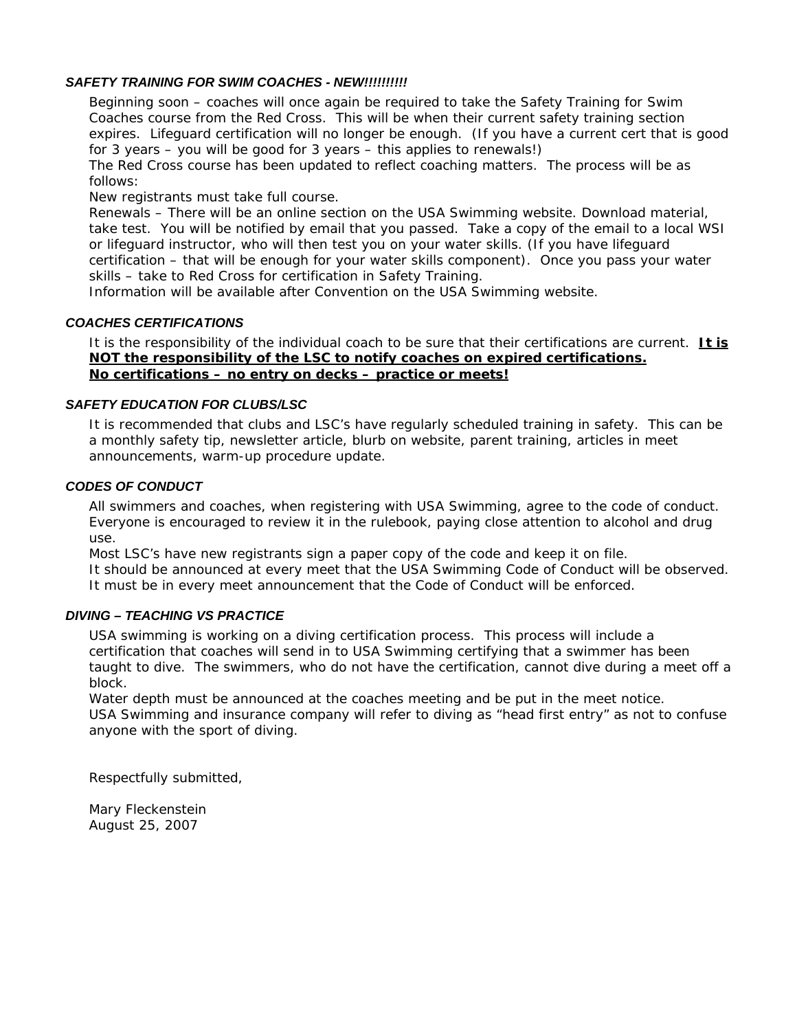### *SAFETY TRAINING FOR SWIM COACHES - NEW!!!!!!!!!!*

Beginning soon – coaches will once again be required to take the Safety Training for Swim Coaches course from the Red Cross. This will be when their current safety training section expires. Lifeguard certification will no longer be enough. (If you have a current cert that is good for 3 years – you will be good for 3 years – this applies to renewals!)
The Red Cross course has been updated to reflect coaching matters. The process will be as follows:
New registrants must take full course.
Renewals – There will be an online section on the USA Swimming website. Download material, take test. You will be notified by email that you passed. Take a copy of the email to a local WSI or lifeguard instructor, who will then test you on your water skills. (If you have lifeguard certification – that will be enough for your water skills component). Once you pass your water skills – take to Red Cross for certification in Safety Training.
Information will be available after Convention on the USA Swimming website.

### *COACHES CERTIFICATIONS*

It is the responsibility of the individual coach to be sure that their certifications are current. **It is NOT the responsibility of the LSC to notify coaches on expired certifications.**
**No certifications – no entry on decks – practice or meets!**

### *SAFETY EDUCATION FOR CLUBS/LSC*

It is recommended that clubs and LSC's have regularly scheduled training in safety. This can be a monthly safety tip, newsletter article, blurb on website, parent training, articles in meet announcements, warm-up procedure update.

### *CODES OF CONDUCT*

All swimmers and coaches, when registering with USA Swimming, agree to the code of conduct. Everyone is encouraged to review it in the rulebook, paying close attention to alcohol and drug use.
Most LSC's have new registrants sign a paper copy of the code and keep it on file.
It should be announced at every meet that the USA Swimming Code of Conduct will be observed.
It must be in every meet announcement that the Code of Conduct will be enforced.

### *DIVING – TEACHING VS PRACTICE*

USA swimming is working on a diving certification process. This process will include a certification that coaches will send in to USA Swimming certifying that a swimmer has been taught to dive. The swimmers, who do not have the certification, cannot dive during a meet off a block.
Water depth must be announced at the coaches meeting and be put in the meet notice.
USA Swimming and insurance company will refer to diving as "head first entry" as not to confuse anyone with the sport of diving.

Respectfully submitted,

Mary Fleckenstein
August 25, 2007